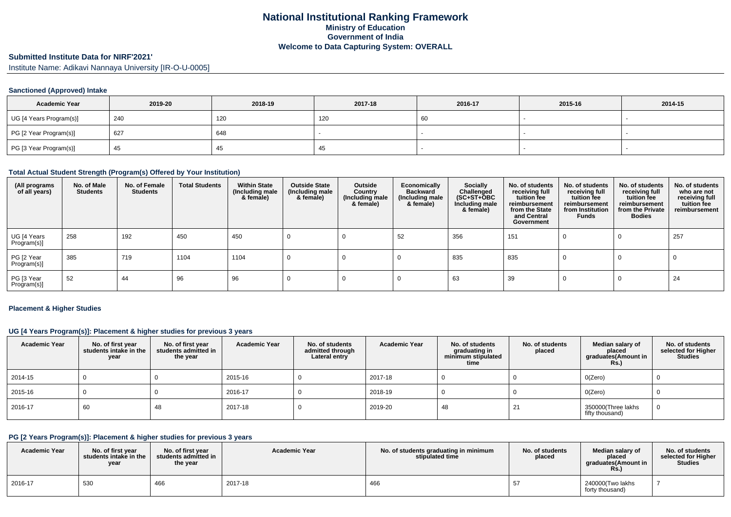# National Institutional Ranking Framework
## Ministry of Education
## Government of India
## Welcome to Data Capturing System: OVERALL

### Submitted Institute Data for NIRF'2021'

Institute Name: Adikavi Nannaya University [IR-O-U-0005]

#### Sanctioned (Approved) Intake

| Academic Year | 2019-20 | 2018-19 | 2017-18 | 2016-17 | 2015-16 | 2014-15 |
|---|---|---|---|---|---|---|
| UG [4 Years Program(s)] | 240 | 120 | 120 | 60 | - | - |
| PG [2 Year Program(s)] | 627 | 648 | - | - | - | - |
| PG [3 Year Program(s)] | 45 | 45 | 45 | - | - | - |

#### Total Actual Student Strength (Program(s) Offered by Your Institution)

| (All programs of all years) | No. of Male Students | No. of Female Students | Total Students | Within State (Including male & female) | Outside State (Including male & female) | Outside Country (Including male & female) | Economically Backward (Including male & female) | Socially Challenged (SC+ST+OBC Including male & female) | No. of students receiving full tuition fee reimbursement from the State and Central Government | No. of students receiving full tuition fee reimbursement from Institution Funds | No. of students receiving full tuition fee reimbursement from the Private Bodies | No. of students who are not receiving full tuition fee reimbursement |
|---|---|---|---|---|---|---|---|---|---|---|---|---|
| UG [4 Years Program(s)] | 258 | 192 | 450 | 450 | 0 | 0 | 52 | 356 | 151 | 0 | 0 | 257 |
| PG [2 Year Program(s)] | 385 | 719 | 1104 | 1104 | 0 | 0 | 0 | 835 | 835 | 0 | 0 | 0 |
| PG [3 Year Program(s)] | 52 | 44 | 96 | 96 | 0 | 0 | 0 | 63 | 39 | 0 | 0 | 24 |

#### Placement & Higher Studies

#### UG [4 Years Program(s)]: Placement & higher studies for previous 3 years

| Academic Year | No. of first year students intake in the year | No. of first year students admitted in the year | Academic Year | No. of students admitted through Lateral entry | Academic Year | No. of students graduating in minimum stipulated time | No. of students placed | Median salary of placed graduates(Amount in Rs.) | No. of students selected for Higher Studies |
|---|---|---|---|---|---|---|---|---|---|
| 2014-15 | 0 | 0 | 2015-16 | 0 | 2017-18 | 0 | 0 | 0(Zero) | 0 |
| 2015-16 | 0 | 0 | 2016-17 | 0 | 2018-19 | 0 | 0 | 0(Zero) | 0 |
| 2016-17 | 60 | 48 | 2017-18 | 0 | 2019-20 | 48 | 21 | 350000(Three lakhs fifty thousand) | 0 |

#### PG [2 Years Program(s)]: Placement & higher studies for previous 3 years

| Academic Year | No. of first year students intake in the year | No. of first year students admitted in the year | Academic Year | No. of students graduating in minimum stipulated time | No. of students placed | Median salary of placed graduates(Amount in Rs.) | No. of students selected for Higher Studies |
|---|---|---|---|---|---|---|---|
| 2016-17 | 530 | 466 | 2017-18 | 466 | 57 | 240000(Two lakhs forty thousand) | 7 |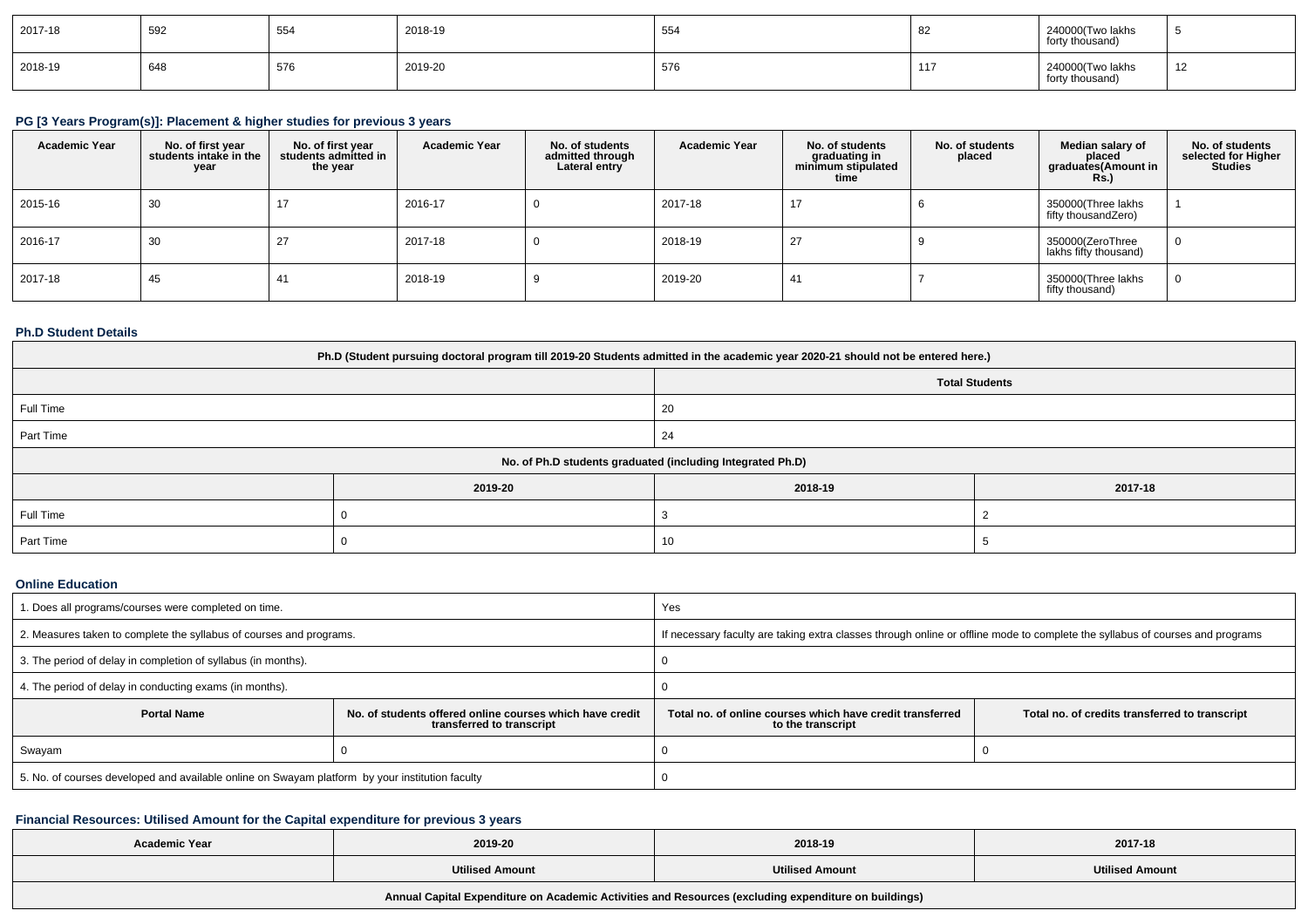| | | | | | | | |
|---|---|---|---|---|---|---|---|
| 2017-18 | 592 | 554 | 2018-19 | 554 | 82 | 240000(Two lakhs forty thousand) | 5 |
| 2018-19 | 648 | 576 | 2019-20 | 576 | 117 | 240000(Two lakhs forty thousand) | 12 |

### PG [3 Years Program(s)]: Placement & higher studies for previous 3 years

| Academic Year | No. of first year students intake in the year | No. of first year students admitted in the year | Academic Year | No. of students admitted through Lateral entry | Academic Year | No. of students graduating in minimum stipulated time | No. of students placed | Median salary of placed graduates(Amount in Rs.) | No. of students selected for Higher Studies |
|---|---|---|---|---|---|---|---|---|---|
| 2015-16 | 30 | 17 | 2016-17 | 0 | 2017-18 | 17 | 6 | 350000(Three lakhs fifty thousandZero) | 1 |
| 2016-17 | 30 | 27 | 2017-18 | 0 | 2018-19 | 27 | 9 | 350000(ZeroThree lakhs fifty thousand) | 0 |
| 2017-18 | 45 | 41 | 2018-19 | 9 | 2019-20 | 41 | 7 | 350000(Three lakhs fifty thousand) | 0 |

### Ph.D Student Details

| Ph.D (Student pursuing doctoral program till 2019-20 Students admitted in the academic year 2020-21 should not be entered here.) | | | |
|---|---|---|---|
| | | Total Students | |
| Full Time | | 20 | |
| Part Time | | 24 | |
| No. of Ph.D students graduated (including Integrated Ph.D) | | | |
| | 2019-20 | 2018-19 | 2017-18 |
| Full Time | 0 | 3 | 2 |
| Part Time | 0 | 10 | 5 |

### Online Education

| | | | |
|---|---|---|---|
| 1. Does all programs/courses were completed on time. | | Yes | |
| 2. Measures taken to complete the syllabus of courses and programs. | | If necessary faculty are taking extra classes through online or offline mode to complete the syllabus of courses and programs | |
| 3. The period of delay in completion of syllabus (in months). | | 0 | |
| 4. The period of delay in conducting exams (in months). | | 0 | |
| **Portal Name** | **No. of students offered online courses which have credit transferred to transcript** | **Total no. of online courses which have credit transferred to the transcript** | **Total no. of credits transferred to transcript** |
| Swayam | 0 | 0 | 0 |
| 5. No. of courses developed and available online on Swayam platform by your institution faculty | | 0 | |

### Financial Resources: Utilised Amount for the Capital expenditure for previous 3 years

| Academic Year | 2019-20 | 2018-19 | 2017-18 |
|---|---|---|---|
| | Utilised Amount | Utilised Amount | Utilised Amount |
| Annual Capital Expenditure on Academic Activities and Resources (excluding expenditure on buildings) | | | |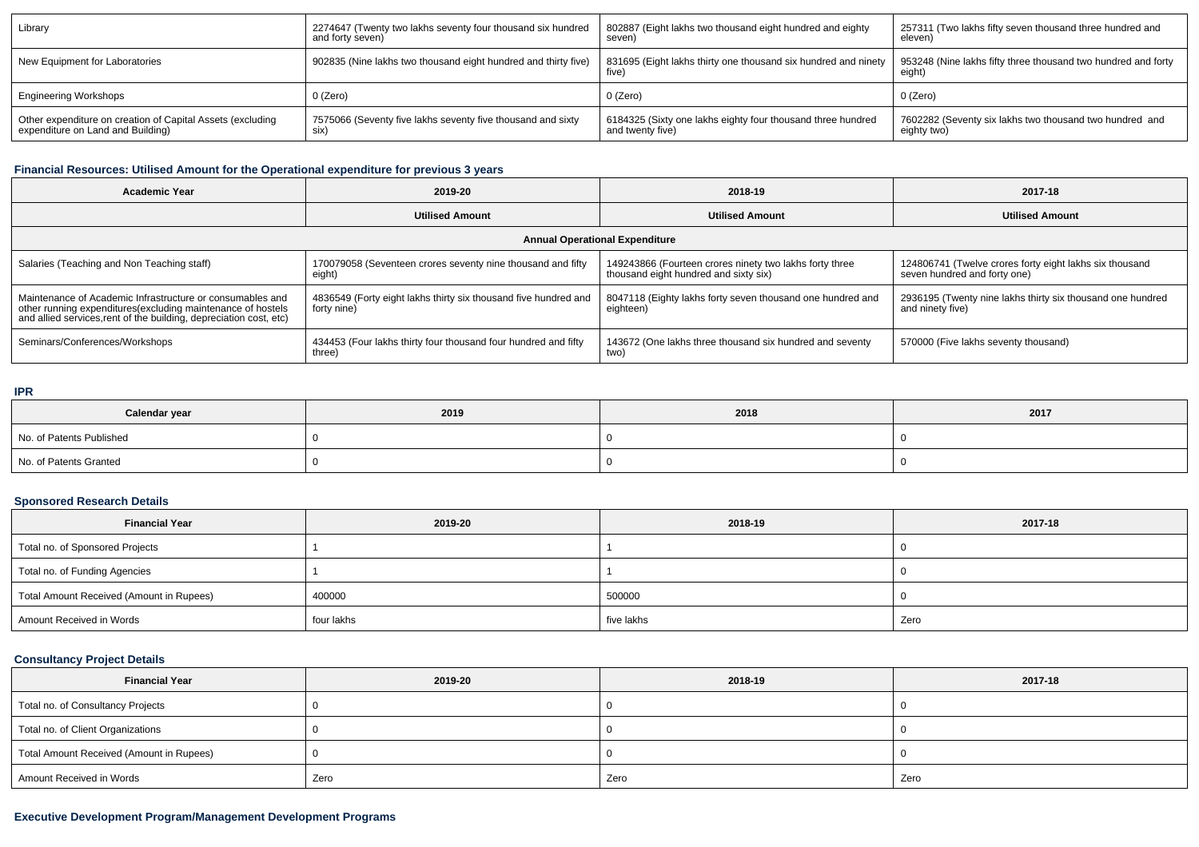| Library | 2274647 (Twenty two lakhs seventy four thousand six hundred and forty seven) | 802887 (Eight lakhs two thousand eight hundred and eighty seven) | 257311 (Two lakhs fifty seven thousand three hundred and eleven) |
|---|---|---|---|
| New Equipment for Laboratories | 902835 (Nine lakhs two thousand eight hundred and thirty five) | 831695 (Eight lakhs thirty one thousand six hundred and ninety five) | 953248 (Nine lakhs fifty three thousand two hundred and forty eight) |
| Engineering Workshops | 0 (Zero) | 0 (Zero) | 0 (Zero) |
| Other expenditure on creation of Capital Assets (excluding expenditure on Land and Building) | 7575066 (Seventy five lakhs seventy five thousand and sixty six) | 6184325 (Sixty one lakhs eighty four thousand three hundred and twenty five) | 7602282 (Seventy six lakhs two thousand two hundred and eighty two) |

### Financial Resources: Utilised Amount for the Operational expenditure for previous 3 years

| Academic Year | 2019-20 | 2018-19 | 2017-18 |
|---|---|---|---|
| | Utilised Amount | Utilised Amount | Utilised Amount |
| Annual Operational Expenditure | | | |
| Salaries (Teaching and Non Teaching staff) | 170079058 (Seventeen crores seventy nine thousand and fifty eight) | 149243866 (Fourteen crores ninety two lakhs forty three thousand eight hundred and sixty six) | 124806741 (Twelve crores forty eight lakhs six thousand seven hundred and forty one) |
| Maintenance of Academic Infrastructure or consumables and other running expenditures(excluding maintenance of hostels and allied services,rent of the building, depreciation cost, etc) | 4836549 (Forty eight lakhs thirty six thousand five hundred and forty nine) | 8047118 (Eighty lakhs forty seven thousand one hundred and eighteen) | 2936195 (Twenty nine lakhs thirty six thousand one hundred and ninety five) |
| Seminars/Conferences/Workshops | 434453 (Four lakhs thirty four thousand four hundred and fifty three) | 143672 (One lakhs three thousand six hundred and seventy two) | 570000 (Five lakhs seventy thousand) |

### IPR

| Calendar year | 2019 | 2018 | 2017 |
|---|---|---|---|
| No. of Patents Published | 0 | 0 | 0 |
| No. of Patents Granted | 0 | 0 | 0 |

### Sponsored Research Details

| Financial Year | 2019-20 | 2018-19 | 2017-18 |
|---|---|---|---|
| Total no. of Sponsored Projects | 1 | 1 | 0 |
| Total no. of Funding Agencies | 1 | 1 | 0 |
| Total Amount Received (Amount in Rupees) | 400000 | 500000 | 0 |
| Amount Received in Words | four lakhs | five lakhs | Zero |

### Consultancy Project Details

| Financial Year | 2019-20 | 2018-19 | 2017-18 |
|---|---|---|---|
| Total no. of Consultancy Projects | 0 | 0 | 0 |
| Total no. of Client Organizations | 0 | 0 | 0 |
| Total Amount Received (Amount in Rupees) | 0 | 0 | 0 |
| Amount Received in Words | Zero | Zero | Zero |

### Executive Development Program/Management Development Programs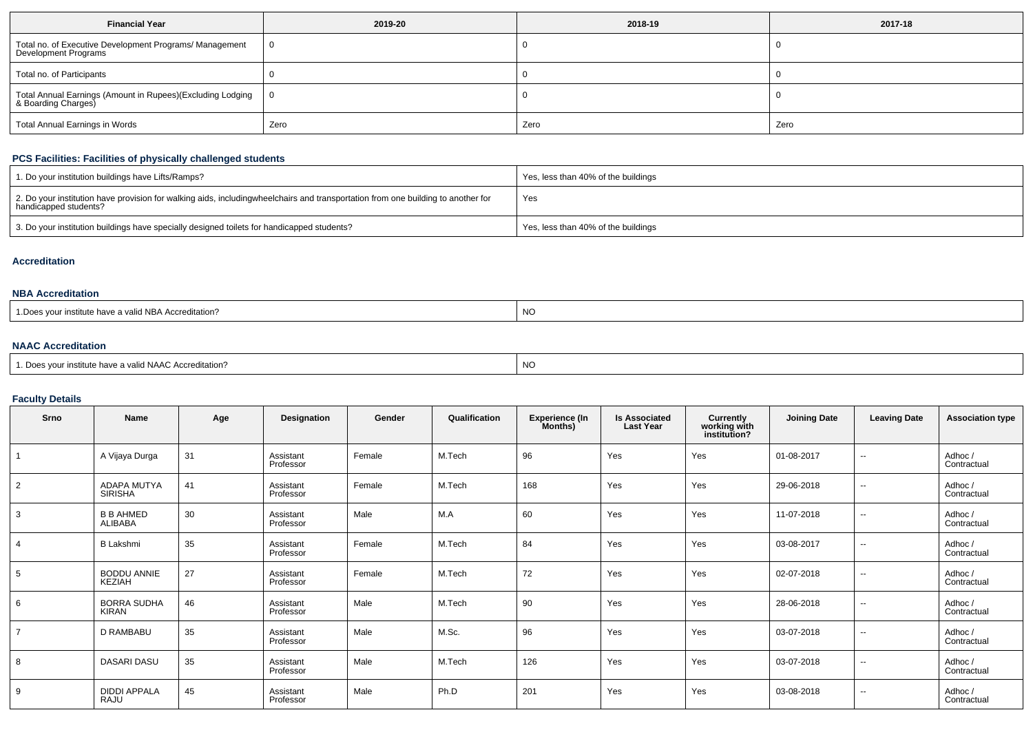| Financial Year | 2019-20 | 2018-19 | 2017-18 |
| --- | --- | --- | --- |
| Total no. of Executive Development Programs/ Management Development Programs | 0 | 0 | 0 |
| Total no. of Participants | 0 | 0 | 0 |
| Total Annual Earnings (Amount in Rupees)(Excluding Lodging & Boarding Charges) | 0 | 0 | 0 |
| Total Annual Earnings in Words | Zero | Zero | Zero |

### PCS Facilities: Facilities of physically challenged students

| | |
| --- | --- |
| 1. Do your institution buildings have Lifts/Ramps? | Yes, less than 40% of the buildings |
| 2. Do your institution have provision for walking aids, includingwheelchairs and transportation from one building to another for handicapped students? | Yes |
| 3. Do your institution buildings have specially designed toilets for handicapped students? | Yes, less than 40% of the buildings |

### Accreditation

### NBA Accreditation

| | |
| --- | --- |
| 1.Does your institute have a valid NBA Accreditation? | NO |

### NAAC Accreditation

| | |
| --- | --- |
| 1. Does your institute have a valid NAAC Accreditation? | NO |

### Faculty Details

| Srno | Name | Age | Designation | Gender | Qualification | Experience (In Months) | Is Associated Last Year | Currently working with institution? | Joining Date | Leaving Date | Association type |
| --- | --- | --- | --- | --- | --- | --- | --- | --- | --- | --- | --- |
| 1 | A Vijaya Durga | 31 | Assistant Professor | Female | M.Tech | 96 | Yes | Yes | 01-08-2017 | -- | Adhoc / Contractual |
| 2 | ADAPA MUTYA SIRISHA | 41 | Assistant Professor | Female | M.Tech | 168 | Yes | Yes | 29-06-2018 | -- | Adhoc / Contractual |
| 3 | B B AHMED ALIBABA | 30 | Assistant Professor | Male | M.A | 60 | Yes | Yes | 11-07-2018 | -- | Adhoc / Contractual |
| 4 | B Lakshmi | 35 | Assistant Professor | Female | M.Tech | 84 | Yes | Yes | 03-08-2017 | -- | Adhoc / Contractual |
| 5 | BODDU ANNIE KEZIAH | 27 | Assistant Professor | Female | M.Tech | 72 | Yes | Yes | 02-07-2018 | -- | Adhoc / Contractual |
| 6 | BORRA SUDHA KIRAN | 46 | Assistant Professor | Male | M.Tech | 90 | Yes | Yes | 28-06-2018 | -- | Adhoc / Contractual |
| 7 | D RAMBABU | 35 | Assistant Professor | Male | M.Sc. | 96 | Yes | Yes | 03-07-2018 | -- | Adhoc / Contractual |
| 8 | DASARI DASU | 35 | Assistant Professor | Male | M.Tech | 126 | Yes | Yes | 03-07-2018 | -- | Adhoc / Contractual |
| 9 | DIDDI APPALA RAJU | 45 | Assistant Professor | Male | Ph.D | 201 | Yes | Yes | 03-08-2018 | -- | Adhoc / Contractual |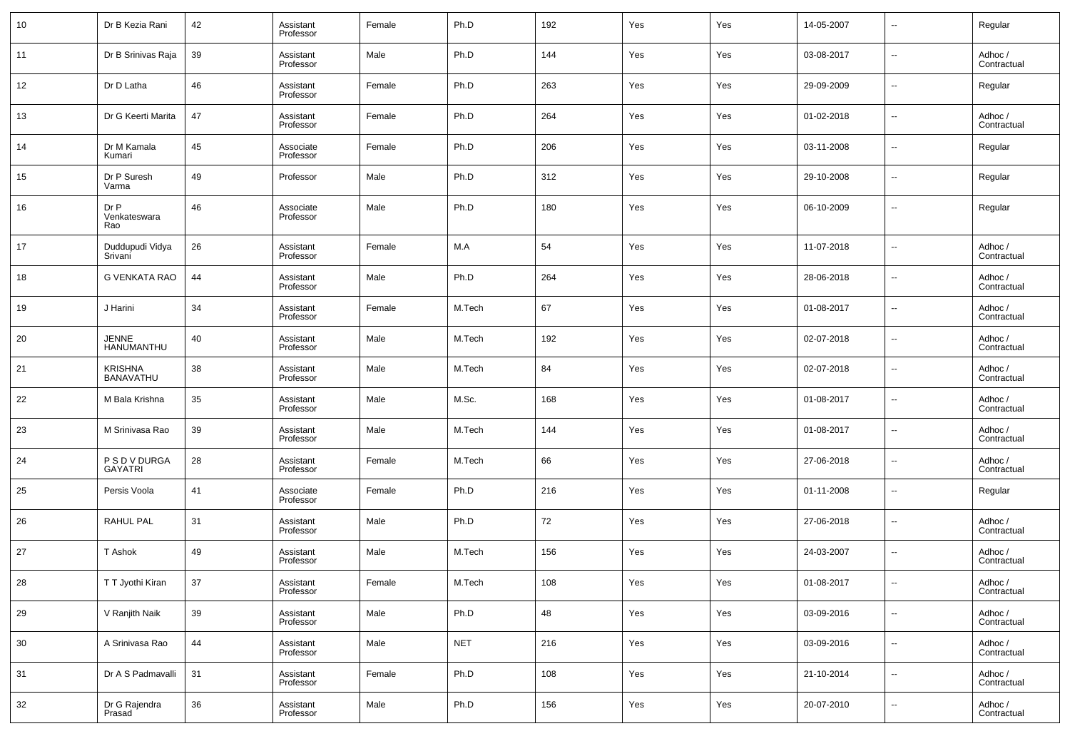| 10 | Dr B Kezia Rani | 42 | Assistant Professor | Female | Ph.D | 192 | Yes | Yes | 14-05-2007 | -- | Regular |
|---|---|---|---|---|---|---|---|---|---|---|---|
| 11 | Dr B Srinivas Raja | 39 | Assistant Professor | Male | Ph.D | 144 | Yes | Yes | 03-08-2017 | -- | Adhoc / Contractual |
| 12 | Dr D Latha | 46 | Assistant Professor | Female | Ph.D | 263 | Yes | Yes | 29-09-2009 | -- | Regular |
| 13 | Dr G Keerti Marita | 47 | Assistant Professor | Female | Ph.D | 264 | Yes | Yes | 01-02-2018 | -- | Adhoc / Contractual |
| 14 | Dr M Kamala Kumari | 45 | Associate Professor | Female | Ph.D | 206 | Yes | Yes | 03-11-2008 | -- | Regular |
| 15 | Dr P Suresh Varma | 49 | Professor | Male | Ph.D | 312 | Yes | Yes | 29-10-2008 | -- | Regular |
| 16 | Dr P Venkateswara Rao | 46 | Associate Professor | Male | Ph.D | 180 | Yes | Yes | 06-10-2009 | -- | Regular |
| 17 | Duddupudi Vidya Srivani | 26 | Assistant Professor | Female | M.A | 54 | Yes | Yes | 11-07-2018 | -- | Adhoc / Contractual |
| 18 | G VENKATA RAO | 44 | Assistant Professor | Male | Ph.D | 264 | Yes | Yes | 28-06-2018 | -- | Adhoc / Contractual |
| 19 | J Harini | 34 | Assistant Professor | Female | M.Tech | 67 | Yes | Yes | 01-08-2017 | -- | Adhoc / Contractual |
| 20 | JENNE HANUMANTHU | 40 | Assistant Professor | Male | M.Tech | 192 | Yes | Yes | 02-07-2018 | -- | Adhoc / Contractual |
| 21 | KRISHNA BANAVATHU | 38 | Assistant Professor | Male | M.Tech | 84 | Yes | Yes | 02-07-2018 | -- | Adhoc / Contractual |
| 22 | M Bala Krishna | 35 | Assistant Professor | Male | M.Sc. | 168 | Yes | Yes | 01-08-2017 | -- | Adhoc / Contractual |
| 23 | M Srinivasa Rao | 39 | Assistant Professor | Male | M.Tech | 144 | Yes | Yes | 01-08-2017 | -- | Adhoc / Contractual |
| 24 | P S D V DURGA GAYATRI | 28 | Assistant Professor | Female | M.Tech | 66 | Yes | Yes | 27-06-2018 | -- | Adhoc / Contractual |
| 25 | Persis Voola | 41 | Associate Professor | Female | Ph.D | 216 | Yes | Yes | 01-11-2008 | -- | Regular |
| 26 | RAHUL PAL | 31 | Assistant Professor | Male | Ph.D | 72 | Yes | Yes | 27-06-2018 | -- | Adhoc / Contractual |
| 27 | T Ashok | 49 | Assistant Professor | Male | M.Tech | 156 | Yes | Yes | 24-03-2007 | -- | Adhoc / Contractual |
| 28 | T T Jyothi Kiran | 37 | Assistant Professor | Female | M.Tech | 108 | Yes | Yes | 01-08-2017 | -- | Adhoc / Contractual |
| 29 | V Ranjith Naik | 39 | Assistant Professor | Male | Ph.D | 48 | Yes | Yes | 03-09-2016 | -- | Adhoc / Contractual |
| 30 | A Srinivasa Rao | 44 | Assistant Professor | Male | NET | 216 | Yes | Yes | 03-09-2016 | -- | Adhoc / Contractual |
| 31 | Dr A S Padmavalli | 31 | Assistant Professor | Female | Ph.D | 108 | Yes | Yes | 21-10-2014 | -- | Adhoc / Contractual |
| 32 | Dr G Rajendra Prasad | 36 | Assistant Professor | Male | Ph.D | 156 | Yes | Yes | 20-07-2010 | -- | Adhoc / Contractual |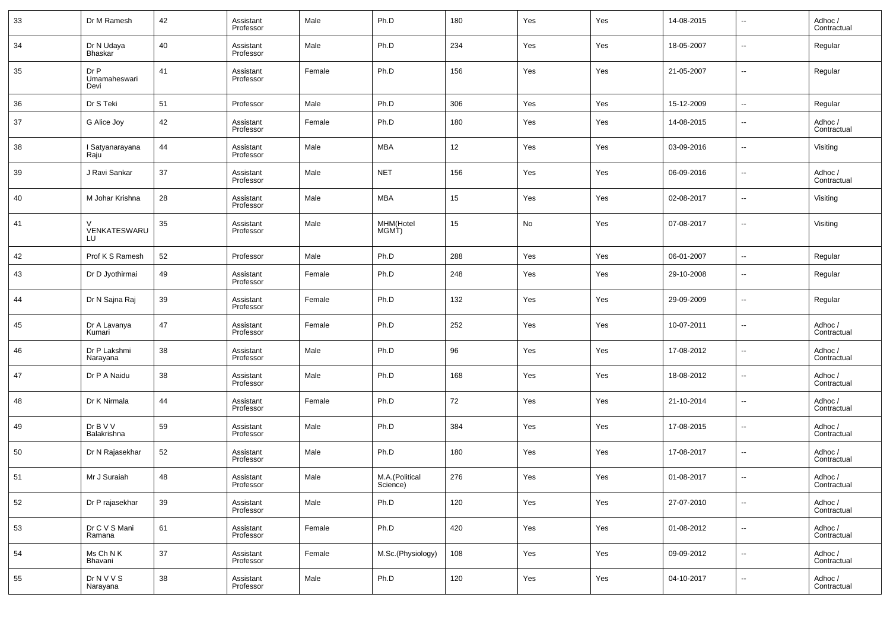| 33 | Dr M Ramesh | 42 | Assistant Professor | Male | Ph.D | 180 | Yes | Yes | 14-08-2015 | -- | Adhoc / Contractual |
|---|---|---|---|---|---|---|---|---|---|---|---|
| 34 | Dr N Udaya Bhaskar | 40 | Assistant Professor | Male | Ph.D | 234 | Yes | Yes | 18-05-2007 | -- | Regular |
| 35 | Dr P Umamaheswari Devi | 41 | Assistant Professor | Female | Ph.D | 156 | Yes | Yes | 21-05-2007 | -- | Regular |
| 36 | Dr S Teki | 51 | Professor | Male | Ph.D | 306 | Yes | Yes | 15-12-2009 | -- | Regular |
| 37 | G Alice Joy | 42 | Assistant Professor | Female | Ph.D | 180 | Yes | Yes | 14-08-2015 | -- | Adhoc / Contractual |
| 38 | I Satyanarayana Raju | 44 | Assistant Professor | Male | MBA | 12 | Yes | Yes | 03-09-2016 | -- | Visiting |
| 39 | J Ravi Sankar | 37 | Assistant Professor | Male | NET | 156 | Yes | Yes | 06-09-2016 | -- | Adhoc / Contractual |
| 40 | M Johar Krishna | 28 | Assistant Professor | Male | MBA | 15 | Yes | Yes | 02-08-2017 | -- | Visiting |
| 41 | V VENKATESWARU LU | 35 | Assistant Professor | Male | MHM(Hotel MGMT) | 15 | No | Yes | 07-08-2017 | -- | Visiting |
| 42 | Prof K S Ramesh | 52 | Professor | Male | Ph.D | 288 | Yes | Yes | 06-01-2007 | -- | Regular |
| 43 | Dr D Jyothirmai | 49 | Assistant Professor | Female | Ph.D | 248 | Yes | Yes | 29-10-2008 | -- | Regular |
| 44 | Dr N Sajna Raj | 39 | Assistant Professor | Female | Ph.D | 132 | Yes | Yes | 29-09-2009 | -- | Regular |
| 45 | Dr A Lavanya Kumari | 47 | Assistant Professor | Female | Ph.D | 252 | Yes | Yes | 10-07-2011 | -- | Adhoc / Contractual |
| 46 | Dr P Lakshmi Narayana | 38 | Assistant Professor | Male | Ph.D | 96 | Yes | Yes | 17-08-2012 | -- | Adhoc / Contractual |
| 47 | Dr P A Naidu | 38 | Assistant Professor | Male | Ph.D | 168 | Yes | Yes | 18-08-2012 | -- | Adhoc / Contractual |
| 48 | Dr K Nirmala | 44 | Assistant Professor | Female | Ph.D | 72 | Yes | Yes | 21-10-2014 | -- | Adhoc / Contractual |
| 49 | Dr B V V Balakrishna | 59 | Assistant Professor | Male | Ph.D | 384 | Yes | Yes | 17-08-2015 | -- | Adhoc / Contractual |
| 50 | Dr N Rajasekhar | 52 | Assistant Professor | Male | Ph.D | 180 | Yes | Yes | 17-08-2017 | -- | Adhoc / Contractual |
| 51 | Mr J Suraiah | 48 | Assistant Professor | Male | M.A.(Political Science) | 276 | Yes | Yes | 01-08-2017 | -- | Adhoc / Contractual |
| 52 | Dr P rajasekhar | 39 | Assistant Professor | Male | Ph.D | 120 | Yes | Yes | 27-07-2010 | -- | Adhoc / Contractual |
| 53 | Dr C V S Mani Ramana | 61 | Assistant Professor | Female | Ph.D | 420 | Yes | Yes | 01-08-2012 | -- | Adhoc / Contractual |
| 54 | Ms Ch N K Bhavani | 37 | Assistant Professor | Female | M.Sc.(Physiology) | 108 | Yes | Yes | 09-09-2012 | -- | Adhoc / Contractual |
| 55 | Dr N V V S Narayana | 38 | Assistant Professor | Male | Ph.D | 120 | Yes | Yes | 04-10-2017 | -- | Adhoc / Contractual |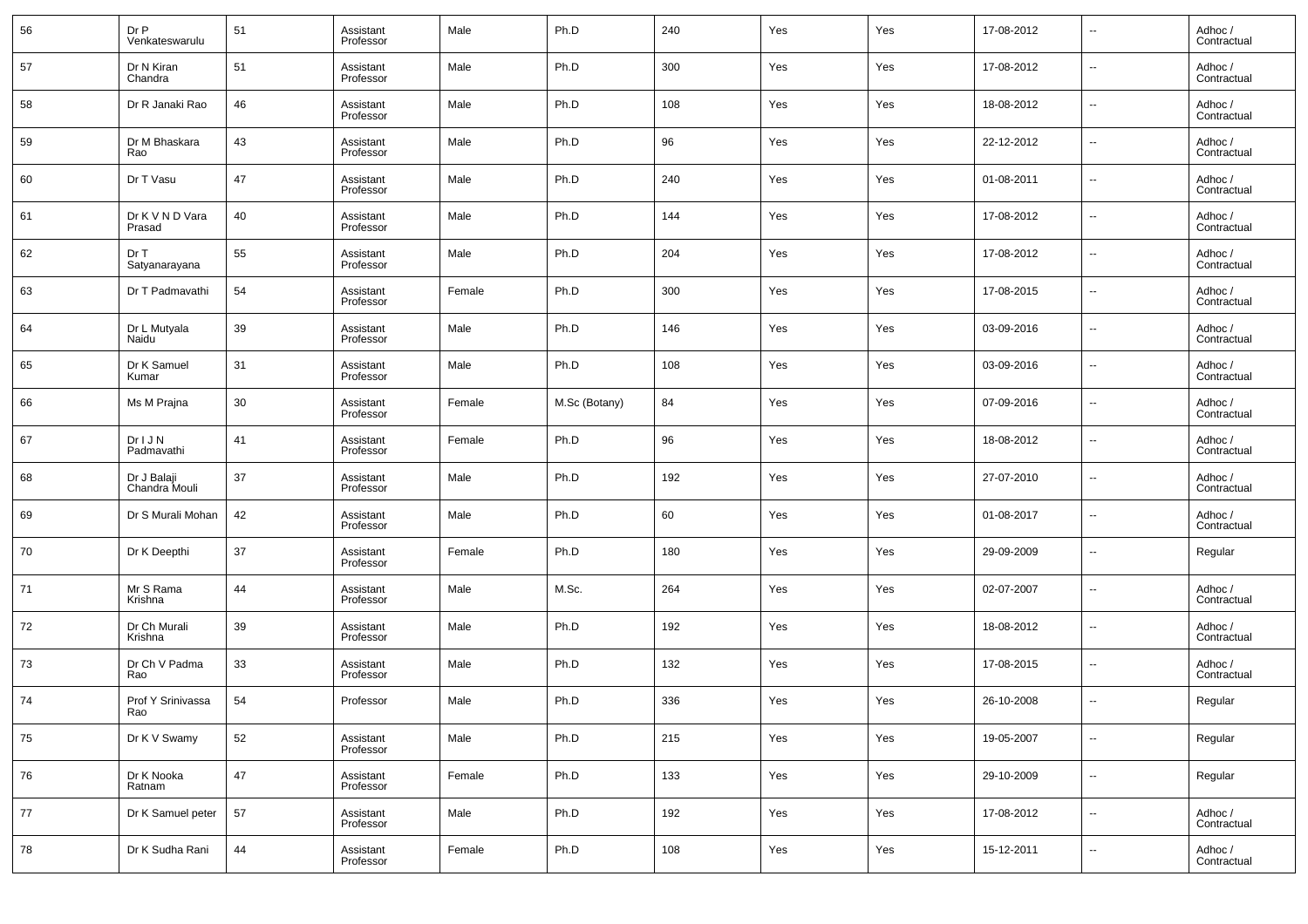| 56 | Dr P Venkateswarulu | 51 | Assistant Professor | Male | Ph.D | 240 | Yes | Yes | 17-08-2012 | -- | Adhoc / Contractual |
|---|---|---|---|---|---|---|---|---|---|---|---|
| 57 | Dr N Kiran Chandra | 51 | Assistant Professor | Male | Ph.D | 300 | Yes | Yes | 17-08-2012 | -- | Adhoc / Contractual |
| 58 | Dr R Janaki Rao | 46 | Assistant Professor | Male | Ph.D | 108 | Yes | Yes | 18-08-2012 | -- | Adhoc / Contractual |
| 59 | Dr M Bhaskara Rao | 43 | Assistant Professor | Male | Ph.D | 96 | Yes | Yes | 22-12-2012 | -- | Adhoc / Contractual |
| 60 | Dr T Vasu | 47 | Assistant Professor | Male | Ph.D | 240 | Yes | Yes | 01-08-2011 | -- | Adhoc / Contractual |
| 61 | Dr K V N D Vara Prasad | 40 | Assistant Professor | Male | Ph.D | 144 | Yes | Yes | 17-08-2012 | -- | Adhoc / Contractual |
| 62 | Dr T Satyanarayana | 55 | Assistant Professor | Male | Ph.D | 204 | Yes | Yes | 17-08-2012 | -- | Adhoc / Contractual |
| 63 | Dr T Padmavathi | 54 | Assistant Professor | Female | Ph.D | 300 | Yes | Yes | 17-08-2015 | -- | Adhoc / Contractual |
| 64 | Dr L Mutyala Naidu | 39 | Assistant Professor | Male | Ph.D | 146 | Yes | Yes | 03-09-2016 | -- | Adhoc / Contractual |
| 65 | Dr K Samuel Kumar | 31 | Assistant Professor | Male | Ph.D | 108 | Yes | Yes | 03-09-2016 | -- | Adhoc / Contractual |
| 66 | Ms M Prajna | 30 | Assistant Professor | Female | M.Sc (Botany) | 84 | Yes | Yes | 07-09-2016 | -- | Adhoc / Contractual |
| 67 | Dr I J N Padmavathi | 41 | Assistant Professor | Female | Ph.D | 96 | Yes | Yes | 18-08-2012 | -- | Adhoc / Contractual |
| 68 | Dr J Balaji Chandra Mouli | 37 | Assistant Professor | Male | Ph.D | 192 | Yes | Yes | 27-07-2010 | -- | Adhoc / Contractual |
| 69 | Dr S Murali Mohan | 42 | Assistant Professor | Male | Ph.D | 60 | Yes | Yes | 01-08-2017 | -- | Adhoc / Contractual |
| 70 | Dr K Deepthi | 37 | Assistant Professor | Female | Ph.D | 180 | Yes | Yes | 29-09-2009 | -- | Regular |
| 71 | Mr S Rama Krishna | 44 | Assistant Professor | Male | M.Sc. | 264 | Yes | Yes | 02-07-2007 | -- | Adhoc / Contractual |
| 72 | Dr Ch Murali Krishna | 39 | Assistant Professor | Male | Ph.D | 192 | Yes | Yes | 18-08-2012 | -- | Adhoc / Contractual |
| 73 | Dr Ch V Padma Rao | 33 | Assistant Professor | Male | Ph.D | 132 | Yes | Yes | 17-08-2015 | -- | Adhoc / Contractual |
| 74 | Prof Y Srinivassa Rao | 54 | Professor | Male | Ph.D | 336 | Yes | Yes | 26-10-2008 | -- | Regular |
| 75 | Dr K V Swamy | 52 | Assistant Professor | Male | Ph.D | 215 | Yes | Yes | 19-05-2007 | -- | Regular |
| 76 | Dr K Nooka Ratnam | 47 | Assistant Professor | Female | Ph.D | 133 | Yes | Yes | 29-10-2009 | -- | Regular |
| 77 | Dr K Samuel peter | 57 | Assistant Professor | Male | Ph.D | 192 | Yes | Yes | 17-08-2012 | -- | Adhoc / Contractual |
| 78 | Dr K Sudha Rani | 44 | Assistant Professor | Female | Ph.D | 108 | Yes | Yes | 15-12-2011 | -- | Adhoc / Contractual |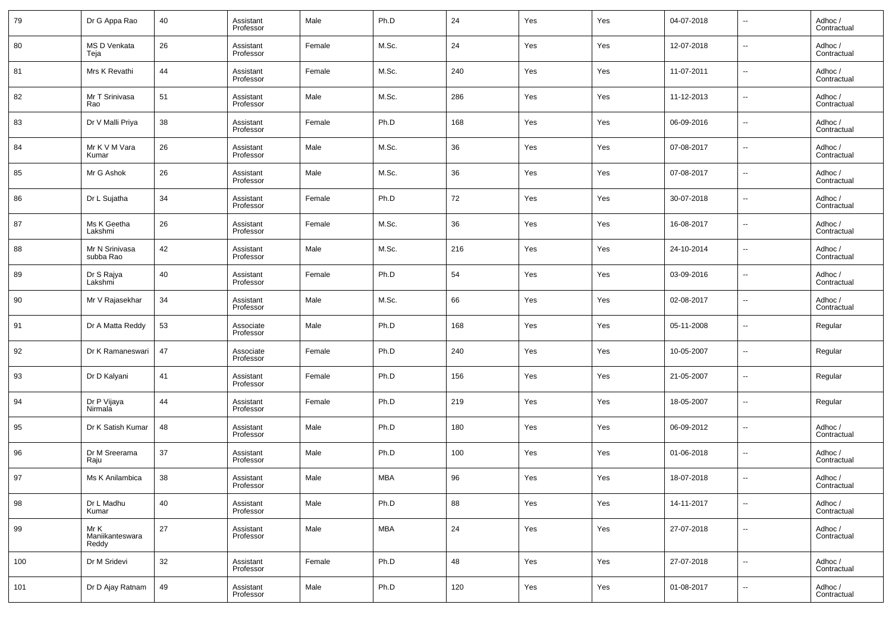| 79 | Dr G Appa Rao | 40 | Assistant Professor | Male | Ph.D | 24 | Yes | Yes | 04-07-2018 | -- | Adhoc / Contractual |
|---|---|---|---|---|---|---|---|---|---|---|---|
| 80 | MS D Venkata Teja | 26 | Assistant Professor | Female | M.Sc. | 24 | Yes | Yes | 12-07-2018 | -- | Adhoc / Contractual |
| 81 | Mrs K Revathi | 44 | Assistant Professor | Female | M.Sc. | 240 | Yes | Yes | 11-07-2011 | -- | Adhoc / Contractual |
| 82 | Mr T Srinivasa Rao | 51 | Assistant Professor | Male | M.Sc. | 286 | Yes | Yes | 11-12-2013 | -- | Adhoc / Contractual |
| 83 | Dr V Malli Priya | 38 | Assistant Professor | Female | Ph.D | 168 | Yes | Yes | 06-09-2016 | -- | Adhoc / Contractual |
| 84 | Mr K V M Vara Kumar | 26 | Assistant Professor | Male | M.Sc. | 36 | Yes | Yes | 07-08-2017 | -- | Adhoc / Contractual |
| 85 | Mr G Ashok | 26 | Assistant Professor | Male | M.Sc. | 36 | Yes | Yes | 07-08-2017 | -- | Adhoc / Contractual |
| 86 | Dr L Sujatha | 34 | Assistant Professor | Female | Ph.D | 72 | Yes | Yes | 30-07-2018 | -- | Adhoc / Contractual |
| 87 | Ms K Geetha Lakshmi | 26 | Assistant Professor | Female | M.Sc. | 36 | Yes | Yes | 16-08-2017 | -- | Adhoc / Contractual |
| 88 | Mr N Srinivasa subba Rao | 42 | Assistant Professor | Male | M.Sc. | 216 | Yes | Yes | 24-10-2014 | -- | Adhoc / Contractual |
| 89 | Dr S Rajya Lakshmi | 40 | Assistant Professor | Female | Ph.D | 54 | Yes | Yes | 03-09-2016 | -- | Adhoc / Contractual |
| 90 | Mr V Rajasekhar | 34 | Assistant Professor | Male | M.Sc. | 66 | Yes | Yes | 02-08-2017 | -- | Adhoc / Contractual |
| 91 | Dr A Matta Reddy | 53 | Associate Professor | Male | Ph.D | 168 | Yes | Yes | 05-11-2008 | -- | Regular |
| 92 | Dr K Ramaneswari | 47 | Associate Professor | Female | Ph.D | 240 | Yes | Yes | 10-05-2007 | -- | Regular |
| 93 | Dr D Kalyani | 41 | Assistant Professor | Female | Ph.D | 156 | Yes | Yes | 21-05-2007 | -- | Regular |
| 94 | Dr P Vijaya Nirmala | 44 | Assistant Professor | Female | Ph.D | 219 | Yes | Yes | 18-05-2007 | -- | Regular |
| 95 | Dr K Satish Kumar | 48 | Assistant Professor | Male | Ph.D | 180 | Yes | Yes | 06-09-2012 | -- | Adhoc / Contractual |
| 96 | Dr M Sreerama Raju | 37 | Assistant Professor | Male | Ph.D | 100 | Yes | Yes | 01-06-2018 | -- | Adhoc / Contractual |
| 97 | Ms K Anilambica | 38 | Assistant Professor | Male | MBA | 96 | Yes | Yes | 18-07-2018 | -- | Adhoc / Contractual |
| 98 | Dr L Madhu Kumar | 40 | Assistant Professor | Male | Ph.D | 88 | Yes | Yes | 14-11-2017 | -- | Adhoc / Contractual |
| 99 | Mr K Maniikanteswara Reddy | 27 | Assistant Professor | Male | MBA | 24 | Yes | Yes | 27-07-2018 | -- | Adhoc / Contractual |
| 100 | Dr M Sridevi | 32 | Assistant Professor | Female | Ph.D | 48 | Yes | Yes | 27-07-2018 | -- | Adhoc / Contractual |
| 101 | Dr D Ajay Ratnam | 49 | Assistant Professor | Male | Ph.D | 120 | Yes | Yes | 01-08-2017 | -- | Adhoc / Contractual |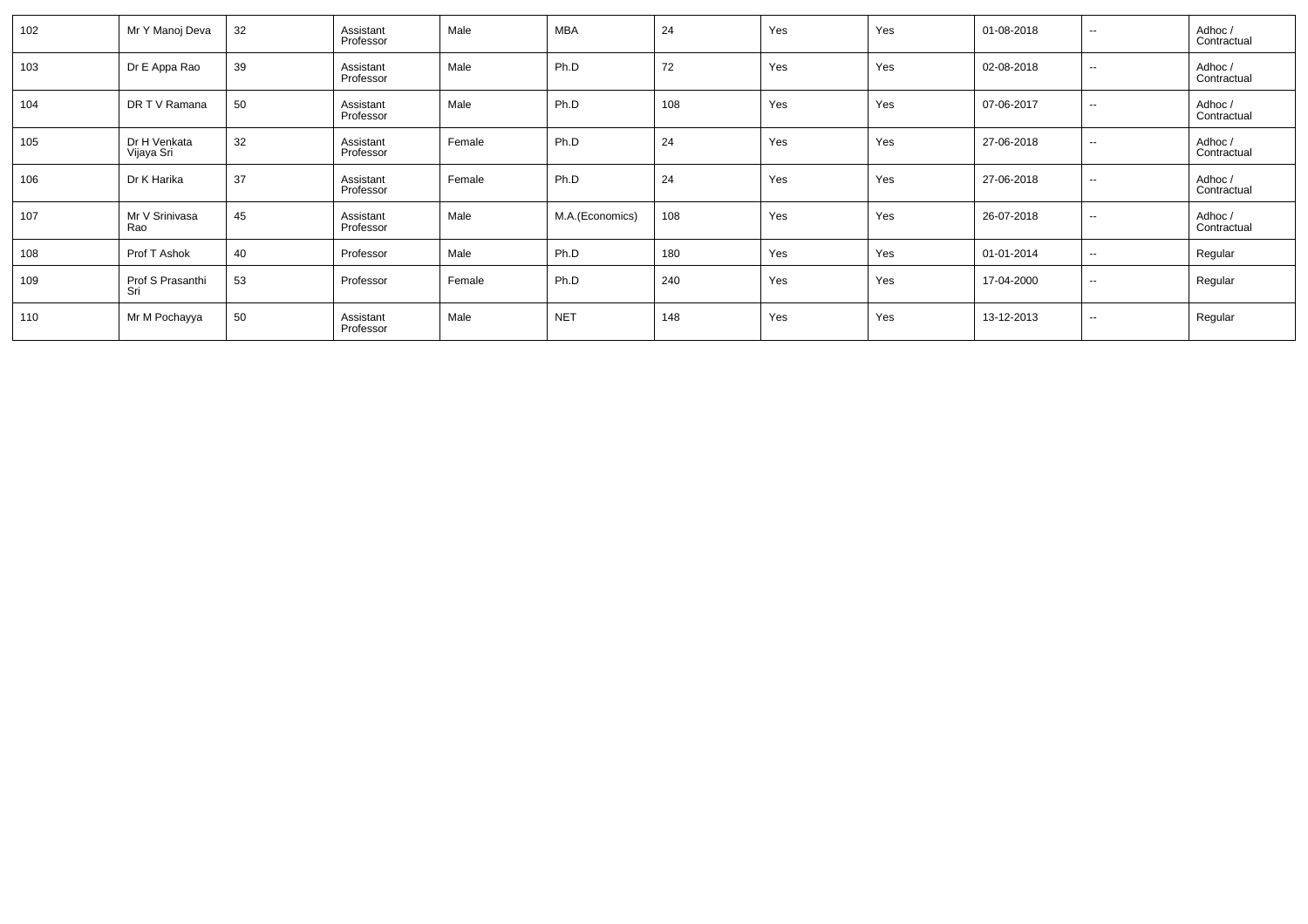| | | | | | | | | | | | |
|---|---|---|---|---|---|---|---|---|---|---|---|
| 102 | Mr Y Manoj Deva | 32 | Assistant Professor | Male | MBA | 24 | Yes | Yes | 01-08-2018 | -- | Adhoc / Contractual |
| 103 | Dr E Appa Rao | 39 | Assistant Professor | Male | Ph.D | 72 | Yes | Yes | 02-08-2018 | -- | Adhoc / Contractual |
| 104 | DR T V Ramana | 50 | Assistant Professor | Male | Ph.D | 108 | Yes | Yes | 07-06-2017 | -- | Adhoc / Contractual |
| 105 | Dr H Venkata Vijaya Sri | 32 | Assistant Professor | Female | Ph.D | 24 | Yes | Yes | 27-06-2018 | -- | Adhoc / Contractual |
| 106 | Dr K Harika | 37 | Assistant Professor | Female | Ph.D | 24 | Yes | Yes | 27-06-2018 | -- | Adhoc / Contractual |
| 107 | Mr V Srinivasa Rao | 45 | Assistant Professor | Male | M.A.(Economics) | 108 | Yes | Yes | 26-07-2018 | -- | Adhoc / Contractual |
| 108 | Prof T Ashok | 40 | Professor | Male | Ph.D | 180 | Yes | Yes | 01-01-2014 | -- | Regular |
| 109 | Prof S Prasanthi Sri | 53 | Professor | Female | Ph.D | 240 | Yes | Yes | 17-04-2000 | -- | Regular |
| 110 | Mr M Pochayya | 50 | Assistant Professor | Male | NET | 148 | Yes | Yes | 13-12-2013 | -- | Regular |